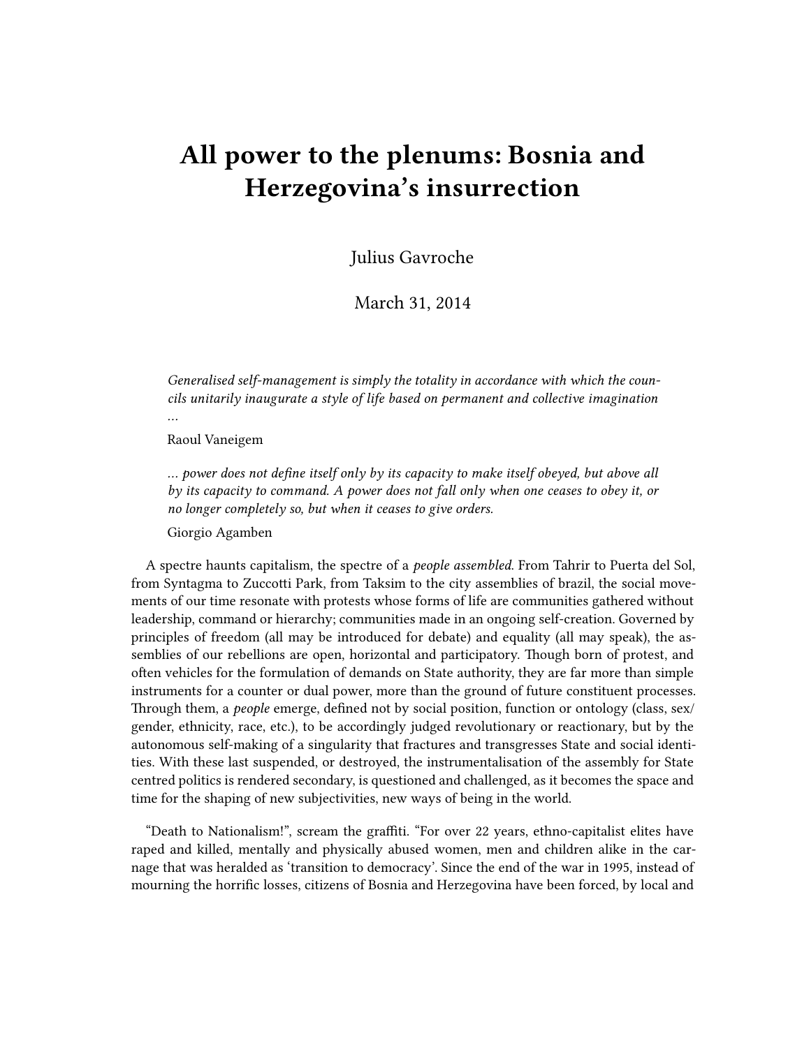# All power to the plenums: Bosnia and Herzegovina's insurrection

Julius Gavroche

March 31, 2014

> *Generalised self-management is simply the totality in accordance with which the councils unitarily inaugurate a style of life based on permanent and collective imagination …*
>
> Raoul Vaneigem

> *… power does not define itself only by its capacity to make itself obeyed, but above all by its capacity to command. A power does not fall only when one ceases to obey it, or no longer completely so, but when it ceases to give orders.*
>
> Giorgio Agamben

A spectre haunts capitalism, the spectre of a *people assembled*. From Tahrir to Puerta del Sol, from Syntagma to Zuccotti Park, from Taksim to the city assemblies of brazil, the social movements of our time resonate with protests whose forms of life are communities gathered without leadership, command or hierarchy; communities made in an ongoing self-creation. Governed by principles of freedom (all may be introduced for debate) and equality (all may speak), the assemblies of our rebellions are open, horizontal and participatory. Though born of protest, and often vehicles for the formulation of demands on State authority, they are far more than simple instruments for a counter or dual power, more than the ground of future constituent processes. Through them, a *people* emerge, defined not by social position, function or ontology (class, sex/gender, ethnicity, race, etc.), to be accordingly judged revolutionary or reactionary, but by the autonomous self-making of a singularity that fractures and transgresses State and social identities. With these last suspended, or destroyed, the instrumentalisation of the assembly for State centred politics is rendered secondary, is questioned and challenged, as it becomes the space and time for the shaping of new subjectivities, new ways of being in the world.

"Death to Nationalism!", scream the graffiti. "For over 22 years, ethno-capitalist elites have raped and killed, mentally and physically abused women, men and children alike in the carnage that was heralded as 'transition to democracy'. Since the end of the war in 1995, instead of mourning the horrific losses, citizens of Bosnia and Herzegovina have been forced, by local and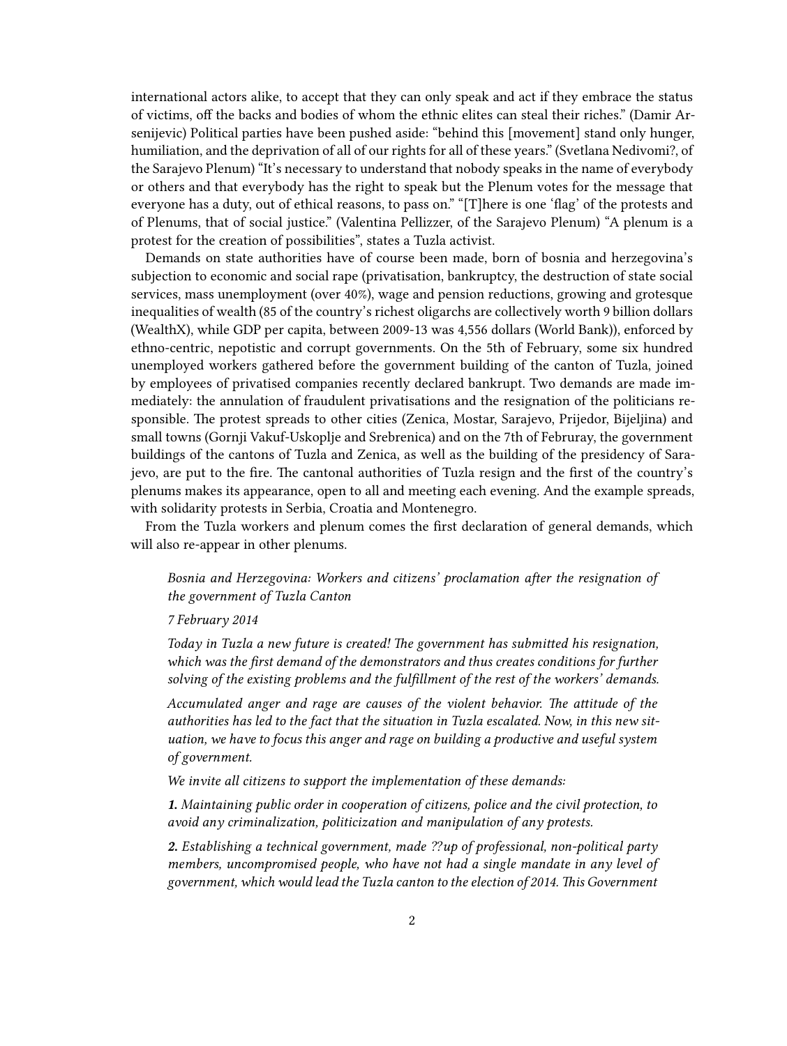international actors alike, to accept that they can only speak and act if they embrace the status of victims, off the backs and bodies of whom the ethnic elites can steal their riches." (Damir Arsenijevic) Political parties have been pushed aside: "behind this [movement] stand only hunger, humiliation, and the deprivation of all of our rights for all of these years." (Svetlana Nedivomi?, of the Sarajevo Plenum) "It's necessary to understand that nobody speaks in the name of everybody or others and that everybody has the right to speak but the Plenum votes for the message that everyone has a duty, out of ethical reasons, to pass on." "[T]here is one 'flag' of the protests and of Plenums, that of social justice." (Valentina Pellizzer, of the Sarajevo Plenum) "A plenum is a protest for the creation of possibilities", states a Tuzla activist.

Demands on state authorities have of course been made, born of bosnia and herzegovina's subjection to economic and social rape (privatisation, bankruptcy, the destruction of state social services, mass unemployment (over 40%), wage and pension reductions, growing and grotesque inequalities of wealth (85 of the country's richest oligarchs are collectively worth 9 billion dollars (WealthX), while GDP per capita, between 2009-13 was 4,556 dollars (World Bank)), enforced by ethno-centric, nepotistic and corrupt governments. On the 5th of February, some six hundred unemployed workers gathered before the government building of the canton of Tuzla, joined by employees of privatised companies recently declared bankrupt. Two demands are made immediately: the annulation of fraudulent privatisations and the resignation of the politicians responsible. The protest spreads to other cities (Zenica, Mostar, Sarajevo, Prijedor, Bijeljina) and small towns (Gornji Vakuf-Uskoplje and Srebrenica) and on the 7th of Februray, the government buildings of the cantons of Tuzla and Zenica, as well as the building of the presidency of Sarajevo, are put to the fire. The cantonal authorities of Tuzla resign and the first of the country's plenums makes its appearance, open to all and meeting each evening. And the example spreads, with solidarity protests in Serbia, Croatia and Montenegro.

From the Tuzla workers and plenum comes the first declaration of general demands, which will also re-appear in other plenums.

> *Bosnia and Herzegovina: Workers and citizens' proclamation after the resignation of the government of Tuzla Canton*
>
> *7 February 2014*
>
> *Today in Tuzla a new future is created! The government has submitted his resignation, which was the first demand of the demonstrators and thus creates conditions for further solving of the existing problems and the fulfillment of the rest of the workers' demands.*
>
> *Accumulated anger and rage are causes of the violent behavior. The attitude of the authorities has led to the fact that the situation in Tuzla escalated. Now, in this new situation, we have to focus this anger and rage on building a productive and useful system of government.*
>
> *We invite all citizens to support the implementation of these demands:*
>
> ***1.*** *Maintaining public order in cooperation of citizens, police and the civil protection, to avoid any criminalization, politicization and manipulation of any protests.*
>
> ***2.*** *Establishing a technical government, made ??up of professional, non-political party members, uncompromised people, who have not had a single mandate in any level of government, which would lead the Tuzla canton to the election of 2014. This Government*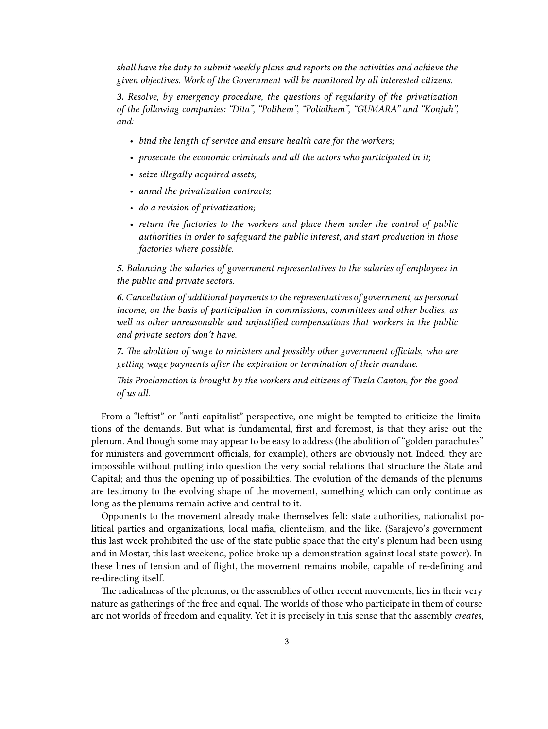*shall have the duty to submit weekly plans and reports on the activities and achieve the given objectives. Work of the Government will be monitored by all interested citizens.*

***3.** Resolve, by emergency procedure, the questions of regularity of the privatization of the following companies: "Dita", "Polihem", "Poliolhem", "GUMARA" and "Konjuh", and:*

- *bind the length of service and ensure health care for the workers;*
- *prosecute the economic criminals and all the actors who participated in it;*
- *seize illegally acquired assets;*
- *annul the privatization contracts;*
- *do a revision of privatization;*
- *return the factories to the workers and place them under the control of public authorities in order to safeguard the public interest, and start production in those factories where possible.*

***5.** Balancing the salaries of government representatives to the salaries of employees in the public and private sectors.*

***6.** Cancellation of additional payments to the representatives of government, as personal income, on the basis of participation in commissions, committees and other bodies, as well as other unreasonable and unjustified compensations that workers in the public and private sectors don't have.*

***7.** The abolition of wage to ministers and possibly other government officials, who are getting wage payments after the expiration or termination of their mandate.*

*This Proclamation is brought by the workers and citizens of Tuzla Canton, for the good of us all.*

From a "leftist" or "anti-capitalist" perspective, one might be tempted to criticize the limitations of the demands. But what is fundamental, first and foremost, is that they arise out the plenum. And though some may appear to be easy to address (the abolition of "golden parachutes" for ministers and government officials, for example), others are obviously not. Indeed, they are impossible without putting into question the very social relations that structure the State and Capital; and thus the opening up of possibilities. The evolution of the demands of the plenums are testimony to the evolving shape of the movement, something which can only continue as long as the plenums remain active and central to it.

Opponents to the movement already make themselves felt: state authorities, nationalist political parties and organizations, local mafia, clientelism, and the like. (Sarajevo's government this last week prohibited the use of the state public space that the city's plenum had been using and in Mostar, this last weekend, police broke up a demonstration against local state power). In these lines of tension and of flight, the movement remains mobile, capable of re-defining and re-directing itself.

The radicalness of the plenums, or the assemblies of other recent movements, lies in their very nature as gatherings of the free and equal. The worlds of those who participate in them of course are not worlds of freedom and equality. Yet it is precisely in this sense that the assembly *creates*,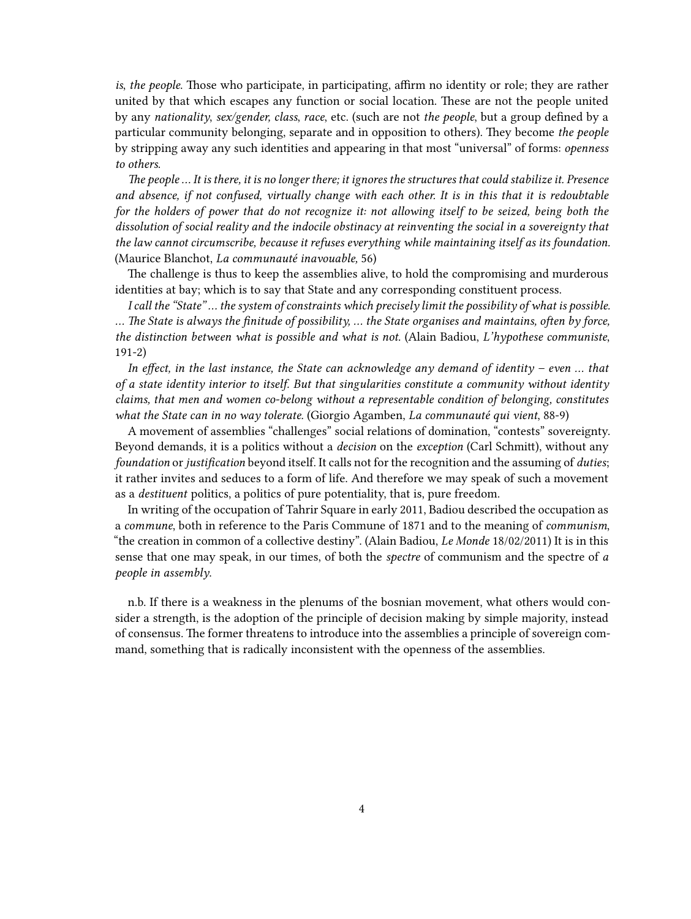*is*, *the people*. Those who participate, in participating, affirm no identity or role; they are rather united by that which escapes any function or social location. These are not the people united by any *nationality*, *sex/gender, class*, *race*, etc. (such are not *the people*, but a group defined by a particular community belonging, separate and in opposition to others). They become *the people* by stripping away any such identities and appearing in that most "universal" of forms: *openness to others.*

*The people … It is there, it is no longer there; it ignores the structures that could stabilize it. Presence and absence, if not confused, virtually change with each other. It is in this that it is redoubtable for the holders of power that do not recognize it: not allowing itself to be seized, being both the dissolution of social reality and the indocile obstinacy at reinventing the social in a sovereignty that the law cannot circumscribe, because it refuses everything while maintaining itself as its foundation.* (Maurice Blanchot, *La communauté inavouable,* 56)

The challenge is thus to keep the assemblies alive, to hold the compromising and murderous identities at bay; which is to say that State and any corresponding constituent process.

*I call the "State" … the system of constraints which precisely limit the possibility of what is possible. … The State is always the finitude of possibility, … the State organises and maintains, often by force, the distinction between what is possible and what is not.* (Alain Badiou, *L'hypothese communiste*, 191-2)

*In effect, in the last instance, the State can acknowledge any demand of identity – even … that of a state identity interior to itself. But that singularities constitute a community without identity claims, that men and women co-belong without a representable condition of belonging, constitutes what the State can in no way tolerate.* (Giorgio Agamben, *La communauté qui vient*, 88-9)

A movement of assemblies "challenges" social relations of domination, "contests" sovereignty. Beyond demands, it is a politics without a *decision* on the *exception* (Carl Schmitt), without any *foundation* or *justification* beyond itself. It calls not for the recognition and the assuming of *duties*; it rather invites and seduces to a form of life. And therefore we may speak of such a movement as a *destituent* politics, a politics of pure potentiality, that is, pure freedom.

In writing of the occupation of Tahrir Square in early 2011, Badiou described the occupation as a *commune*, both in reference to the Paris Commune of 1871 and to the meaning of *communism*, "the creation in common of a collective destiny". (Alain Badiou, *Le Monde* 18/02/2011) It is in this sense that one may speak, in our times, of both the *spectre* of communism and the spectre of *a people in assembly*.

n.b. If there is a weakness in the plenums of the bosnian movement, what others would consider a strength, is the adoption of the principle of decision making by simple majority, instead of consensus. The former threatens to introduce into the assemblies a principle of sovereign command, something that is radically inconsistent with the openness of the assemblies.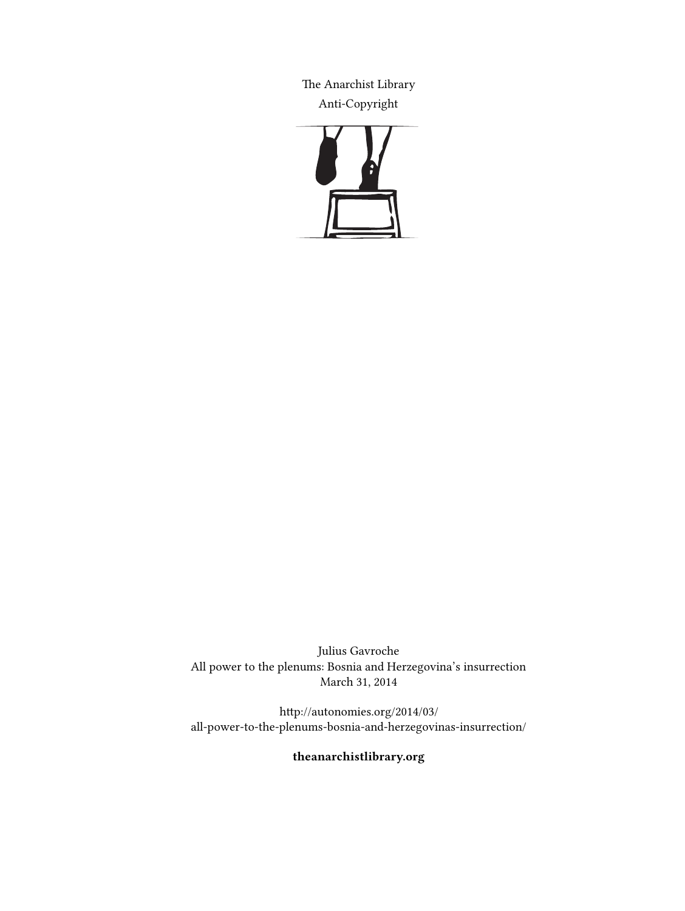The Anarchist Library
Anti-Copyright

Julius Gavroche
All power to the plenums: Bosnia and Herzegovina's insurrection
March 31, 2014

http://autonomies.org/2014/03/
all-power-to-the-plenums-bosnia-and-herzegovinas-insurrection/

**theanarchistlibrary.org**